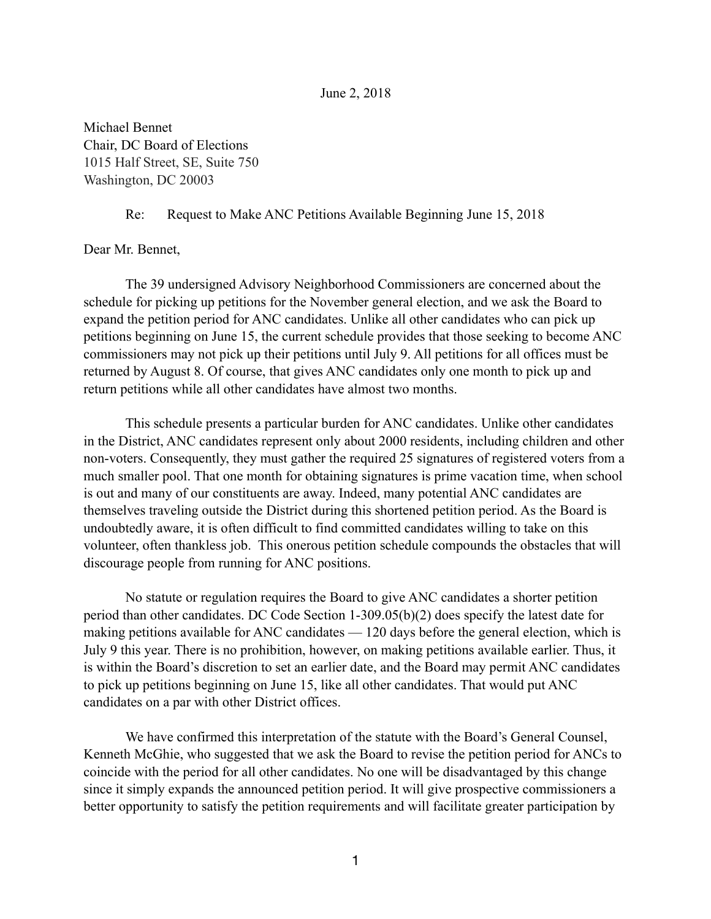June 2, 2018

Michael Bennet
Chair, DC Board of Elections
1015 Half Street, SE, Suite 750
Washington, DC 20003

Re: Request to Make ANC Petitions Available Beginning June 15, 2018

Dear Mr. Bennet,

The 39 undersigned Advisory Neighborhood Commissioners are concerned about the schedule for picking up petitions for the November general election, and we ask the Board to expand the petition period for ANC candidates. Unlike all other candidates who can pick up petitions beginning on June 15, the current schedule provides that those seeking to become ANC commissioners may not pick up their petitions until July 9. All petitions for all offices must be returned by August 8. Of course, that gives ANC candidates only one month to pick up and return petitions while all other candidates have almost two months.

This schedule presents a particular burden for ANC candidates. Unlike other candidates in the District, ANC candidates represent only about 2000 residents, including children and other non-voters. Consequently, they must gather the required 25 signatures of registered voters from a much smaller pool. That one month for obtaining signatures is prime vacation time, when school is out and many of our constituents are away. Indeed, many potential ANC candidates are themselves traveling outside the District during this shortened petition period. As the Board is undoubtedly aware, it is often difficult to find committed candidates willing to take on this volunteer, often thankless job. This onerous petition schedule compounds the obstacles that will discourage people from running for ANC positions.

No statute or regulation requires the Board to give ANC candidates a shorter petition period than other candidates. DC Code Section 1-309.05(b)(2) does specify the latest date for making petitions available for ANC candidates — 120 days before the general election, which is July 9 this year. There is no prohibition, however, on making petitions available earlier. Thus, it is within the Board's discretion to set an earlier date, and the Board may permit ANC candidates to pick up petitions beginning on June 15, like all other candidates. That would put ANC candidates on a par with other District offices.

We have confirmed this interpretation of the statute with the Board's General Counsel, Kenneth McGhie, who suggested that we ask the Board to revise the petition period for ANCs to coincide with the period for all other candidates. No one will be disadvantaged by this change since it simply expands the announced petition period. It will give prospective commissioners a better opportunity to satisfy the petition requirements and will facilitate greater participation by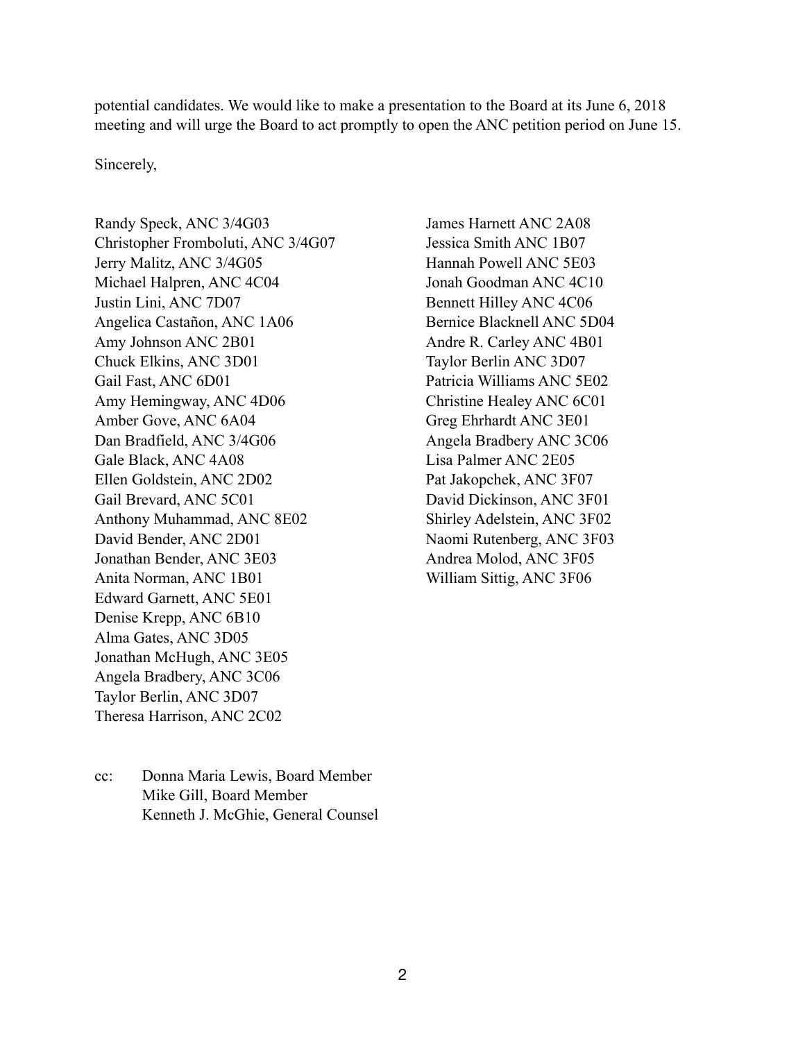potential candidates. We would like to make a presentation to the Board at its June 6, 2018 meeting and will urge the Board to act promptly to open the ANC petition period on June 15.

Sincerely,

Randy Speck, ANC 3/4G03
Christopher Fromboluti, ANC 3/4G07
Jerry Malitz, ANC 3/4G05
Michael Halpren, ANC 4C04
Justin Lini, ANC 7D07
Angelica Castañon, ANC 1A06
Amy Johnson ANC 2B01
Chuck Elkins, ANC 3D01
Gail Fast, ANC 6D01
Amy Hemingway, ANC 4D06
Amber Gove, ANC 6A04
Dan Bradfield, ANC 3/4G06
Gale Black, ANC 4A08
Ellen Goldstein, ANC 2D02
Gail Brevard, ANC 5C01
Anthony Muhammad, ANC 8E02
David Bender, ANC 2D01
Jonathan Bender, ANC 3E03
Anita Norman, ANC 1B01
Edward Garnett, ANC 5E01
Denise Krepp, ANC 6B10
Alma Gates, ANC 3D05
Jonathan McHugh, ANC 3E05
Angela Bradbery, ANC 3C06
Taylor Berlin, ANC 3D07
Theresa Harrison, ANC 2C02
James Harnett ANC 2A08
Jessica Smith ANC 1B07
Hannah Powell ANC 5E03
Jonah Goodman ANC 4C10
Bennett Hilley ANC 4C06
Bernice Blacknell ANC 5D04
Andre R. Carley ANC 4B01
Taylor Berlin ANC 3D07
Patricia Williams ANC 5E02
Christine Healey ANC 6C01
Greg Ehrhardt ANC 3E01
Angela Bradbery ANC 3C06
Lisa Palmer ANC 2E05
Pat Jakopchek, ANC 3F07
David Dickinson, ANC 3F01
Shirley Adelstein, ANC 3F02
Naomi Rutenberg, ANC 3F03
Andrea Molod, ANC 3F05
William Sittig, ANC 3F06

cc: Donna Maria Lewis, Board Member
Mike Gill, Board Member
Kenneth J. McGhie, General Counsel